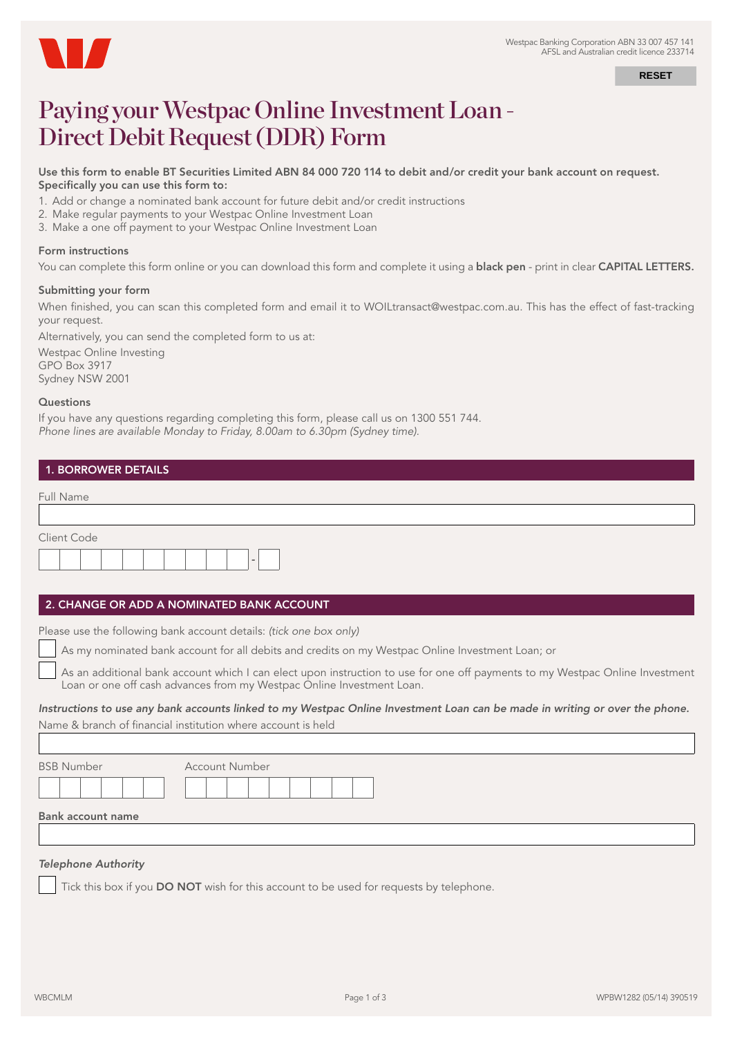Westpac Banking Corporation ABN 33 007 457 141
AFSL and Australian credit licence 233714

RESET

# Paying your Westpac Online Investment Loan - Direct Debit Request (DDR) Form

**Use this form to enable BT Securities Limited ABN 84 000 720 114 to debit and/or credit your bank account on request. Specifically you can use this form to:**

1. Add or change a nominated bank account for future debit and/or credit instructions
2. Make regular payments to your Westpac Online Investment Loan
3. Make a one off payment to your Westpac Online Investment Loan

### Form instructions

You can complete this form online or you can download this form and complete it using a **black pen** - print in clear **CAPITAL LETTERS.**

### Submitting your form

When finished, you can scan this completed form and email it to WOILtransact@westpac.com.au. This has the effect of fast-tracking your request.

Alternatively, you can send the completed form to us at:

Westpac Online Investing
GPO Box 3917
Sydney NSW 2001

### Questions

If you have any questions regarding completing this form, please call us on 1300 551 744.
*Phone lines are available Monday to Friday, 8.00am to 6.30pm (Sydney time).*

## 1. BORROWER DETAILS

Full Name

Client Code

## 2. CHANGE OR ADD A NOMINATED BANK ACCOUNT

Please use the following bank account details: *(tick one box only)*

- [ ] As my nominated bank account for all debits and credits on my Westpac Online Investment Loan; or
- [ ] As an additional bank account which I can elect upon instruction to use for one off payments to my Westpac Online Investment Loan or one off cash advances from my Westpac Online Investment Loan.

***Instructions to use any bank accounts linked to my Westpac Online Investment Loan can be made in writing or over the phone.***

Name & branch of financial institution where account is held

BSB Number

Account Number

**Bank account name**

***Telephone Authority***

- [ ] Tick this box if you **DO NOT** wish for this account to be used for requests by telephone.

WBCMLM

WPBW1282 (05/14) 390519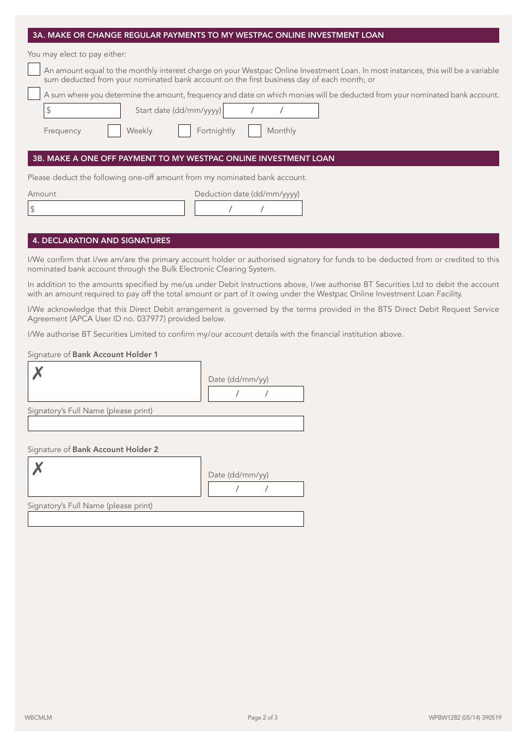## 3A. MAKE OR CHANGE REGULAR PAYMENTS TO MY WESTPAC ONLINE INVESTMENT LOAN

You may elect to pay either:

☐ An amount equal to the monthly interest charge on your Westpac Online Investment Loan. In most instances, this will be a variable sum deducted from your nominated bank account on the first business day of each month; or

☐ A sum where you determine the amount, frequency and date on which monies will be deducted from your nominated bank account.

$ ____________ Start date (dd/mm/yyyy) ____ / ____ / ________

Frequency ☐ Weekly ☐ Fortnightly ☐ Monthly

## 3B. MAKE A ONE OFF PAYMENT TO MY WESTPAC ONLINE INVESTMENT LOAN

Please deduct the following one-off amount from my nominated bank account.

| Amount | Deduction date (dd/mm/yyyy) |
| --- | --- |
| $ | / / |

## 4. DECLARATION AND SIGNATURES

I/We confirm that I/we am/are the primary account holder or authorised signatory for funds to be deducted from or credited to this nominated bank account through the Bulk Electronic Clearing System.

In addition to the amounts specified by me/us under Debit Instructions above, I/we authorise BT Securities Ltd to debit the account with an amount required to pay off the total amount or part of it owing under the Westpac Online Investment Loan Facility.

I/We acknowledge that this Direct Debit arrangement is governed by the terms provided in the BTS Direct Debit Request Service Agreement (APCA User ID no. 037977) provided below.

I/We authorise BT Securities Limited to confirm my/our account details with the financial institution above.

Signature of **Bank Account Holder 1**

✗ ______________________ Date (dd/mm/yy) ____ / ____ / ____

Signatory's Full Name (please print)

______________________

Signature of **Bank Account Holder 2**

✗ ______________________ Date (dd/mm/yy) ____ / ____ / ____

Signatory's Full Name (please print)

______________________

WBCMLM WPBW1282 (05/14) 390519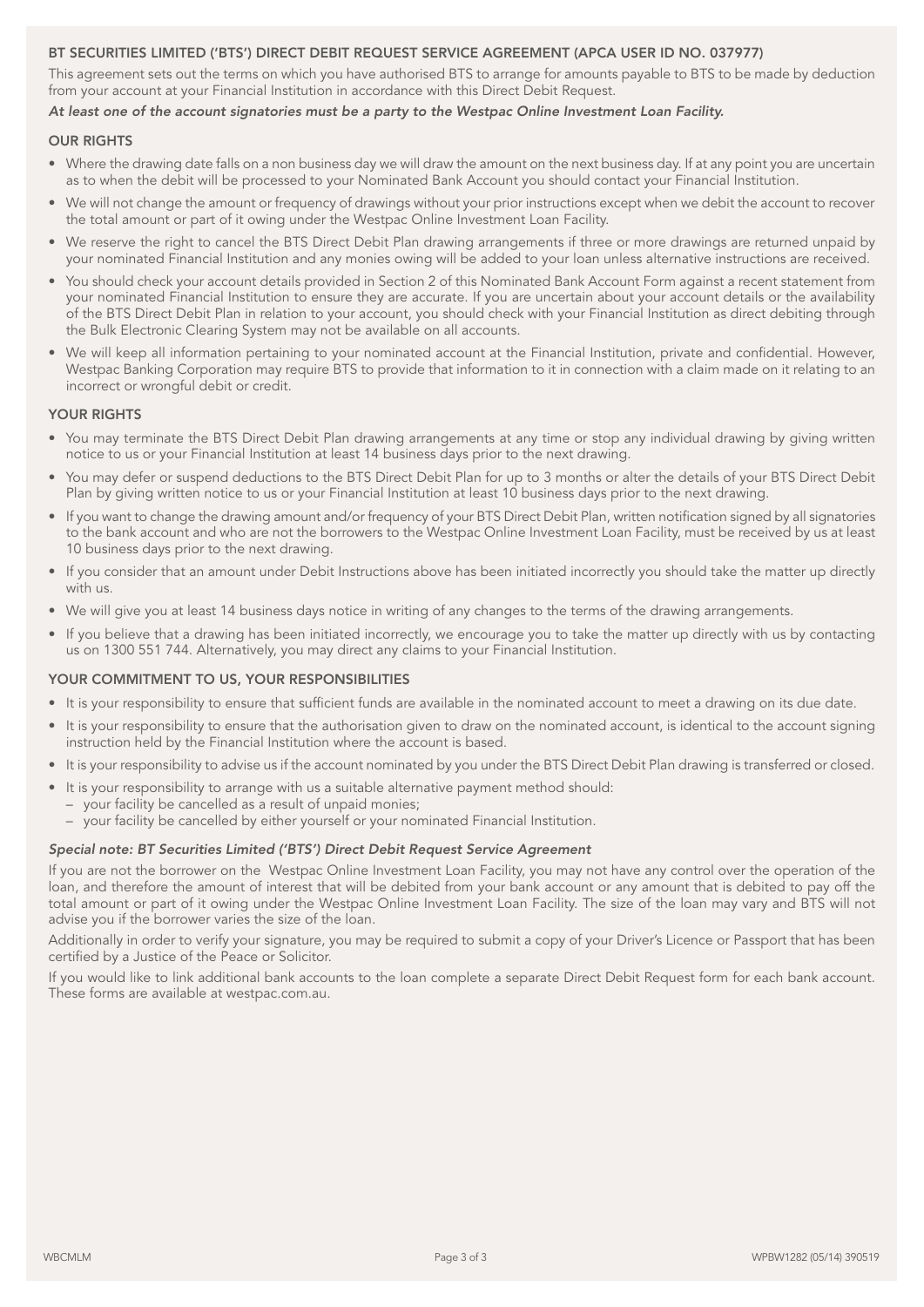## BT SECURITIES LIMITED ('BTS') DIRECT DEBIT REQUEST SERVICE AGREEMENT (APCA USER ID NO. 037977)

This agreement sets out the terms on which you have authorised BTS to arrange for amounts payable to BTS to be made by deduction from your account at your Financial Institution in accordance with this Direct Debit Request.

***At least one of the account signatories must be a party to the Westpac Online Investment Loan Facility.***

### OUR RIGHTS

- Where the drawing date falls on a non business day we will draw the amount on the next business day. If at any point you are uncertain as to when the debit will be processed to your Nominated Bank Account you should contact your Financial Institution.
- We will not change the amount or frequency of drawings without your prior instructions except when we debit the account to recover the total amount or part of it owing under the Westpac Online Investment Loan Facility.
- We reserve the right to cancel the BTS Direct Debit Plan drawing arrangements if three or more drawings are returned unpaid by your nominated Financial Institution and any monies owing will be added to your loan unless alternative instructions are received.
- You should check your account details provided in Section 2 of this Nominated Bank Account Form against a recent statement from your nominated Financial Institution to ensure they are accurate. If you are uncertain about your account details or the availability of the BTS Direct Debit Plan in relation to your account, you should check with your Financial Institution as direct debiting through the Bulk Electronic Clearing System may not be available on all accounts.
- We will keep all information pertaining to your nominated account at the Financial Institution, private and confidential. However, Westpac Banking Corporation may require BTS to provide that information to it in connection with a claim made on it relating to an incorrect or wrongful debit or credit.

### YOUR RIGHTS

- You may terminate the BTS Direct Debit Plan drawing arrangements at any time or stop any individual drawing by giving written notice to us or your Financial Institution at least 14 business days prior to the next drawing.
- You may defer or suspend deductions to the BTS Direct Debit Plan for up to 3 months or alter the details of your BTS Direct Debit Plan by giving written notice to us or your Financial Institution at least 10 business days prior to the next drawing.
- If you want to change the drawing amount and/or frequency of your BTS Direct Debit Plan, written notification signed by all signatories to the bank account and who are not the borrowers to the Westpac Online Investment Loan Facility, must be received by us at least 10 business days prior to the next drawing.
- If you consider that an amount under Debit Instructions above has been initiated incorrectly you should take the matter up directly with us.
- We will give you at least 14 business days notice in writing of any changes to the terms of the drawing arrangements.
- If you believe that a drawing has been initiated incorrectly, we encourage you to take the matter up directly with us by contacting us on 1300 551 744. Alternatively, you may direct any claims to your Financial Institution.

### YOUR COMMITMENT TO US, YOUR RESPONSIBILITIES

- It is your responsibility to ensure that sufficient funds are available in the nominated account to meet a drawing on its due date.
- It is your responsibility to ensure that the authorisation given to draw on the nominated account, is identical to the account signing instruction held by the Financial Institution where the account is based.
- It is your responsibility to advise us if the account nominated by you under the BTS Direct Debit Plan drawing is transferred or closed.
- It is your responsibility to arrange with us a suitable alternative payment method should:
  - your facility be cancelled as a result of unpaid monies;
  - your facility be cancelled by either yourself or your nominated Financial Institution.

***Special note: BT Securities Limited ('BTS') Direct Debit Request Service Agreement***

If you are not the borrower on the Westpac Online Investment Loan Facility, you may not have any control over the operation of the loan, and therefore the amount of interest that will be debited from your bank account or any amount that is debited to pay off the total amount or part of it owing under the Westpac Online Investment Loan Facility. The size of the loan may vary and BTS will not advise you if the borrower varies the size of the loan.

Additionally in order to verify your signature, you may be required to submit a copy of your Driver's Licence or Passport that has been certified by a Justice of the Peace or Solicitor.

If you would like to link additional bank accounts to the loan complete a separate Direct Debit Request form for each bank account. These forms are available at westpac.com.au.

WBCMLM

WPBW1282 (05/14) 390519